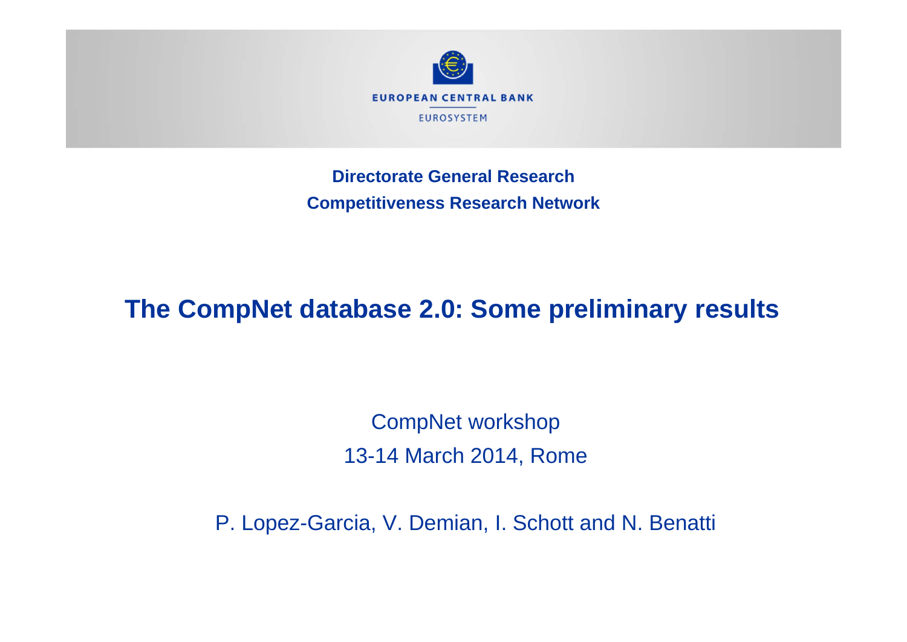EUROPEAN CENTRAL BANK

EUROSYSTEM

**Directorate General Research**

**Competitiveness Research Network**

# The CompNet database 2.0: Some preliminary results

CompNet workshop

13-14 March 2014, Rome

P. Lopez-Garcia, V. Demian, I. Schott and N. Benatti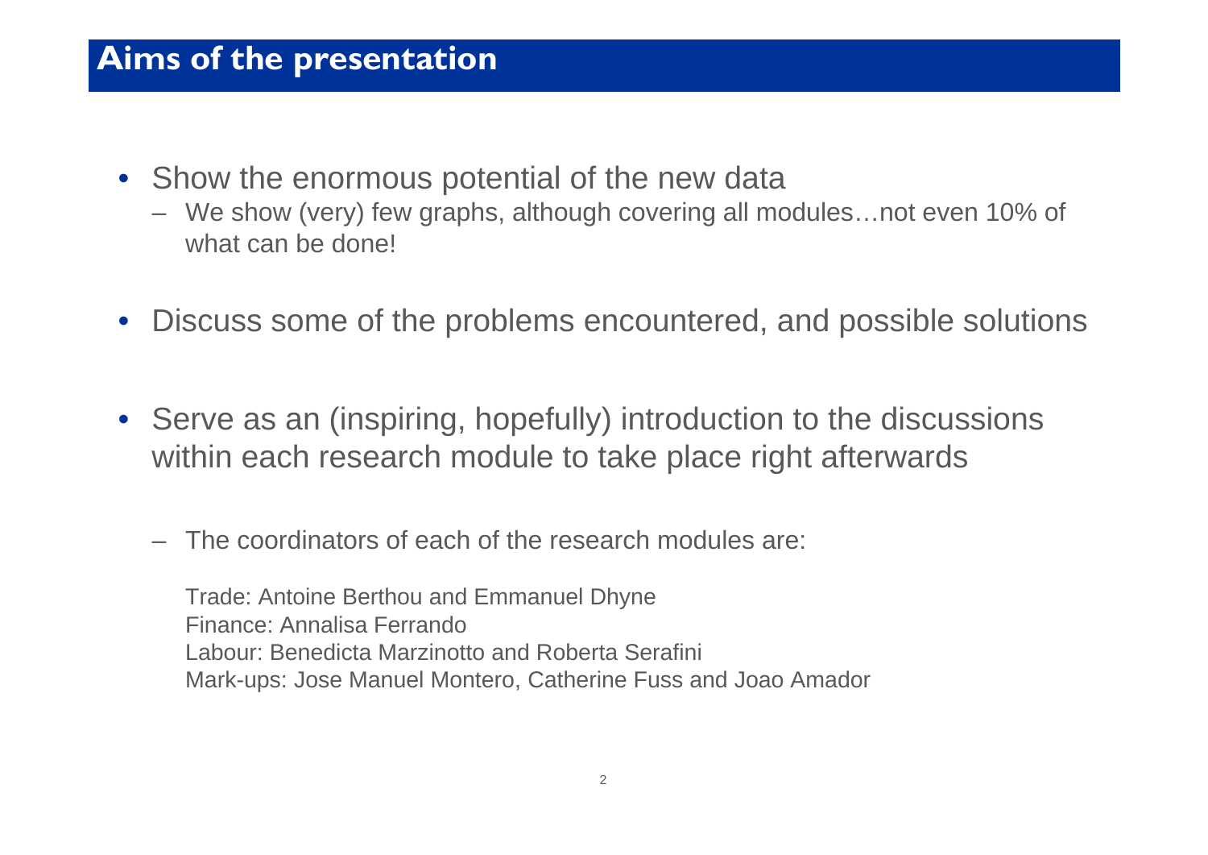# Aims of the presentation

- Show the enormous potential of the new data
  - We show (very) few graphs, although covering all modules…not even 10% of what can be done!

- Discuss some of the problems encountered, and possible solutions

- Serve as an (inspiring, hopefully) introduction to the discussions within each research module to take place right afterwards

  - The coordinators of each of the research modules are:

    Trade: Antoine Berthou and Emmanuel Dhyne
    Finance: Annalisa Ferrando
    Labour: Benedicta Marzinotto and Roberta Serafini
    Mark-ups: Jose Manuel Montero, Catherine Fuss and Joao Amador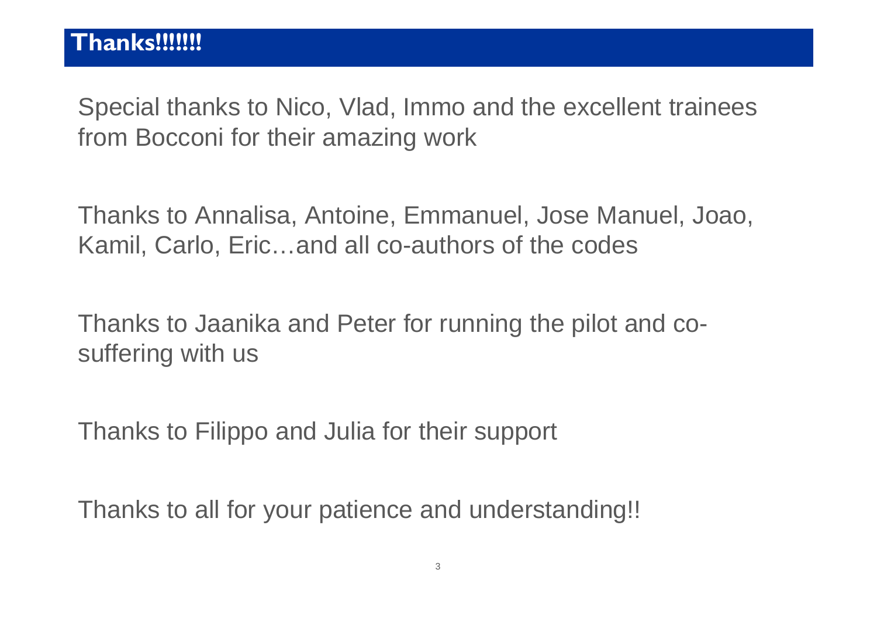# Thanks!!!!!!!

Special thanks to Nico, Vlad, Immo and the excellent trainees from Bocconi for their amazing work

Thanks to Annalisa, Antoine, Emmanuel, Jose Manuel, Joao, Kamil, Carlo, Eric…and all co-authors of the codes

Thanks to Jaanika and Peter for running the pilot and co-suffering with us

Thanks to Filippo and Julia for their support

Thanks to all for your patience and understanding!!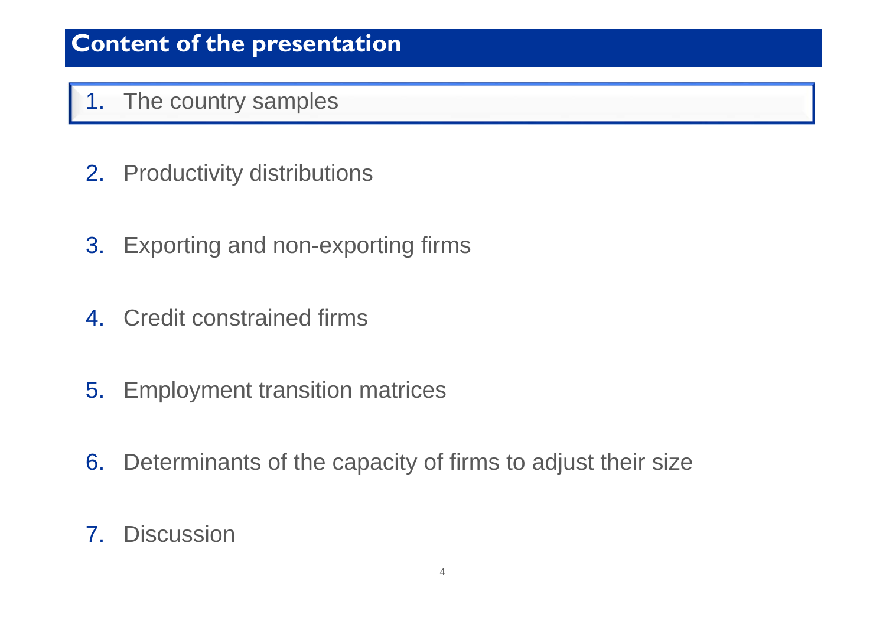# Content of the presentation

1. The country samples
2. Productivity distributions
3. Exporting and non-exporting firms
4. Credit constrained firms
5. Employment transition matrices
6. Determinants of the capacity of firms to adjust their size
7. Discussion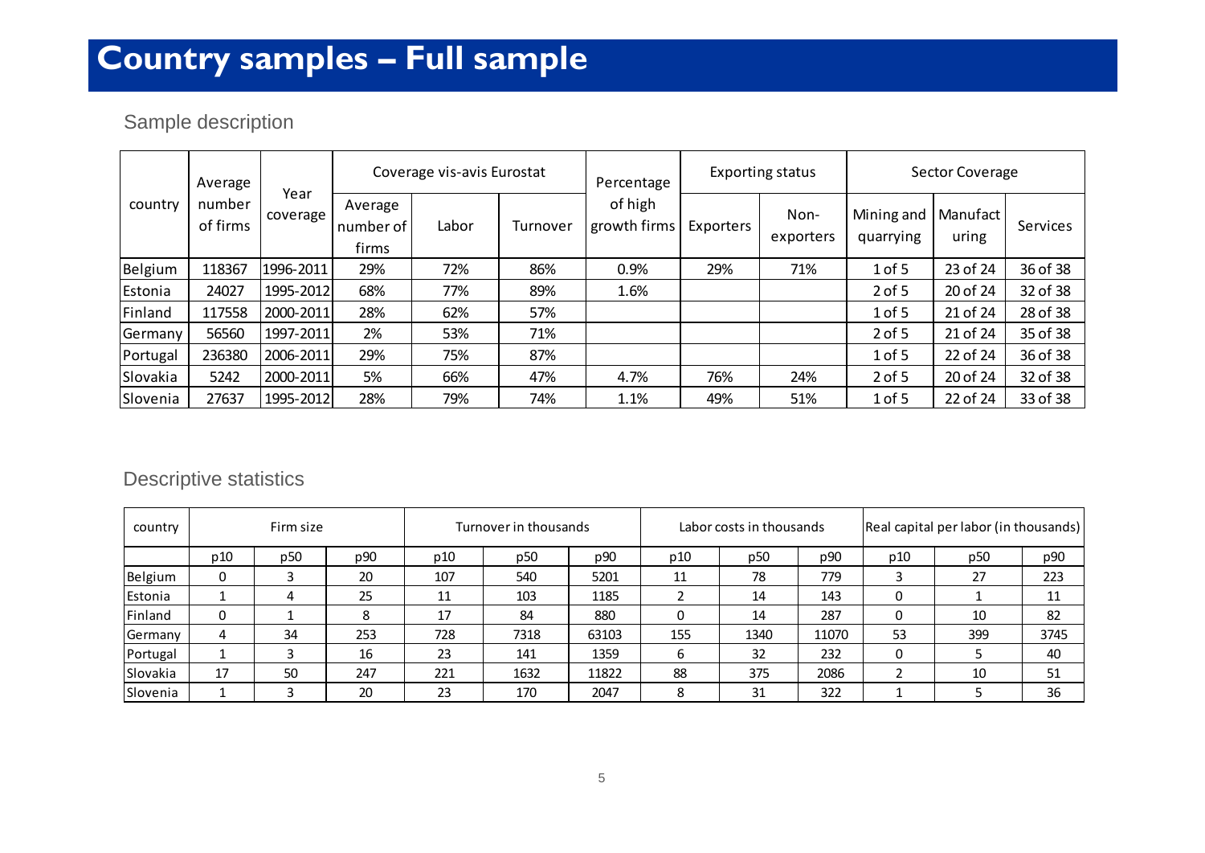# Country samples – Full sample

## Sample description

| country | Average number of firms | Year coverage | Coverage vis-avis Eurostat | | | Percentage of high growth firms | Exporting status | | Sector Coverage | | |
|---|---|---|---|---|---|---|---|---|---|---|---|
| | | | Average number of firms | Labor | Turnover | | Exporters | Non-exporters | Mining and quarrying | Manufacturing | Services |
| Belgium | 118367 | 1996-2011 | 29% | 72% | 86% | 0.9% | 29% | 71% | 1 of 5 | 23 of 24 | 36 of 38 |
| Estonia | 24027 | 1995-2012 | 68% | 77% | 89% | 1.6% | | | 2 of 5 | 20 of 24 | 32 of 38 |
| Finland | 117558 | 2000-2011 | 28% | 62% | 57% | | | | 1 of 5 | 21 of 24 | 28 of 38 |
| Germany | 56560 | 1997-2011 | 2% | 53% | 71% | | | | 2 of 5 | 21 of 24 | 35 of 38 |
| Portugal | 236380 | 2006-2011 | 29% | 75% | 87% | | | | 1 of 5 | 22 of 24 | 36 of 38 |
| Slovakia | 5242 | 2000-2011 | 5% | 66% | 47% | 4.7% | 76% | 24% | 2 of 5 | 20 of 24 | 32 of 38 |
| Slovenia | 27637 | 1995-2012 | 28% | 79% | 74% | 1.1% | 49% | 51% | 1 of 5 | 22 of 24 | 33 of 38 |

## Descriptive statistics

| country | Firm size | | | Turnover in thousands | | | Labor costs in thousands | | | Real capital per labor (in thousands) | | |
|---|---|---|---|---|---|---|---|---|---|---|---|---|
| | p10 | p50 | p90 | p10 | p50 | p90 | p10 | p50 | p90 | p10 | p50 | p90 |
| Belgium | 0 | 3 | 20 | 107 | 540 | 5201 | 11 | 78 | 779 | 3 | 27 | 223 |
| Estonia | 1 | 4 | 25 | 11 | 103 | 1185 | 2 | 14 | 143 | 0 | 1 | 11 |
| Finland | 0 | 1 | 8 | 17 | 84 | 880 | 0 | 14 | 287 | 0 | 10 | 82 |
| Germany | 4 | 34 | 253 | 728 | 7318 | 63103 | 155 | 1340 | 11070 | 53 | 399 | 3745 |
| Portugal | 1 | 3 | 16 | 23 | 141 | 1359 | 6 | 32 | 232 | 0 | 5 | 40 |
| Slovakia | 17 | 50 | 247 | 221 | 1632 | 11822 | 88 | 375 | 2086 | 2 | 10 | 51 |
| Slovenia | 1 | 3 | 20 | 23 | 170 | 2047 | 8 | 31 | 322 | 1 | 5 | 36 |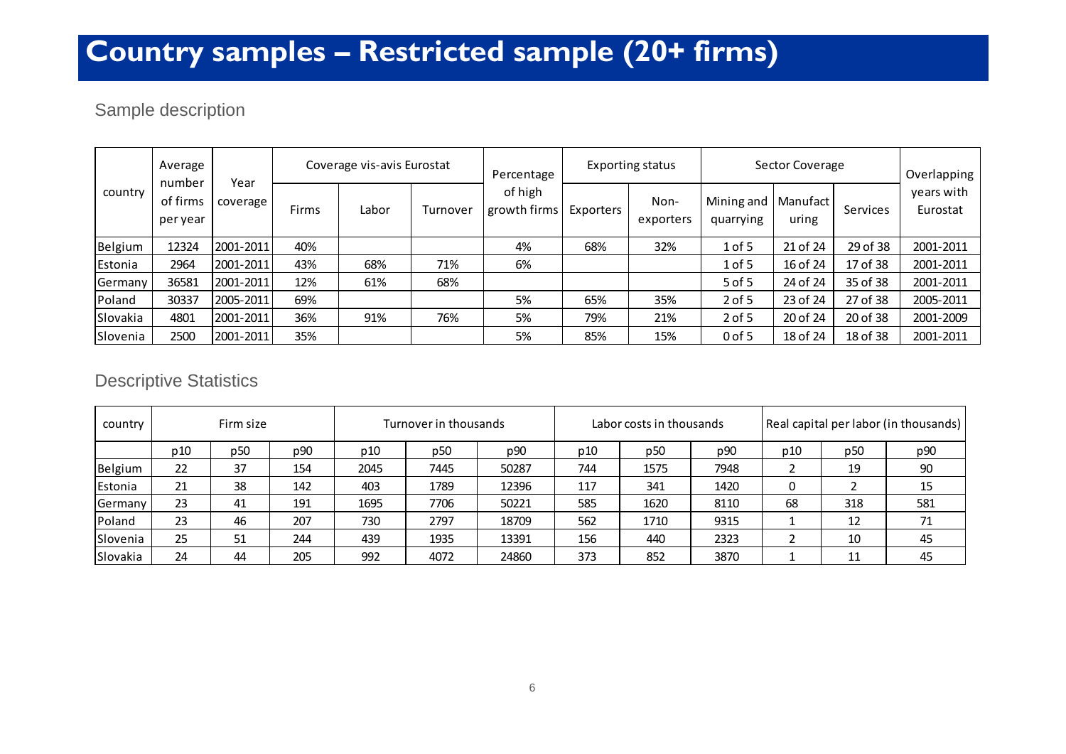# Country samples – Restricted sample (20+ firms)

## Sample description

| country | Average number of firms per year | Year coverage | Coverage vis-avis Eurostat | | | Percentage of high growth firms | Exporting status | | Sector Coverage | | | Overlapping years with Eurostat |
|---|---|---|---|---|---|---|---|---|---|---|---|---|
| | | | Firms | Labor | Turnover | | Exporters | Non-exporters | Mining and quarrying | Manufacturing | Services | |
| Belgium | 12324 | 2001-2011 | 40% | | | 4% | 68% | 32% | 1 of 5 | 21 of 24 | 29 of 38 | 2001-2011 |
| Estonia | 2964 | 2001-2011 | 43% | 68% | 71% | 6% | | | 1 of 5 | 16 of 24 | 17 of 38 | 2001-2011 |
| Germany | 36581 | 2001-2011 | 12% | 61% | 68% | | | | 5 of 5 | 24 of 24 | 35 of 38 | 2001-2011 |
| Poland | 30337 | 2005-2011 | 69% | | | 5% | 65% | 35% | 2 of 5 | 23 of 24 | 27 of 38 | 2005-2011 |
| Slovakia | 4801 | 2001-2011 | 36% | 91% | 76% | 5% | 79% | 21% | 2 of 5 | 20 of 24 | 20 of 38 | 2001-2009 |
| Slovenia | 2500 | 2001-2011 | 35% | | | 5% | 85% | 15% | 0 of 5 | 18 of 24 | 18 of 38 | 2001-2011 |

## Descriptive Statistics

| country | Firm size | | | Turnover in thousands | | | Labor costs in thousands | | | Real capital per labor (in thousands) | | |
|---|---|---|---|---|---|---|---|---|---|---|---|---|
| | p10 | p50 | p90 | p10 | p50 | p90 | p10 | p50 | p90 | p10 | p50 | p90 |
| Belgium | 22 | 37 | 154 | 2045 | 7445 | 50287 | 744 | 1575 | 7948 | 2 | 19 | 90 |
| Estonia | 21 | 38 | 142 | 403 | 1789 | 12396 | 117 | 341 | 1420 | 0 | 2 | 15 |
| Germany | 23 | 41 | 191 | 1695 | 7706 | 50221 | 585 | 1620 | 8110 | 68 | 318 | 581 |
| Poland | 23 | 46 | 207 | 730 | 2797 | 18709 | 562 | 1710 | 9315 | 1 | 12 | 71 |
| Slovenia | 25 | 51 | 244 | 439 | 1935 | 13391 | 156 | 440 | 2323 | 2 | 10 | 45 |
| Slovakia | 24 | 44 | 205 | 992 | 4072 | 24860 | 373 | 852 | 3870 | 1 | 11 | 45 |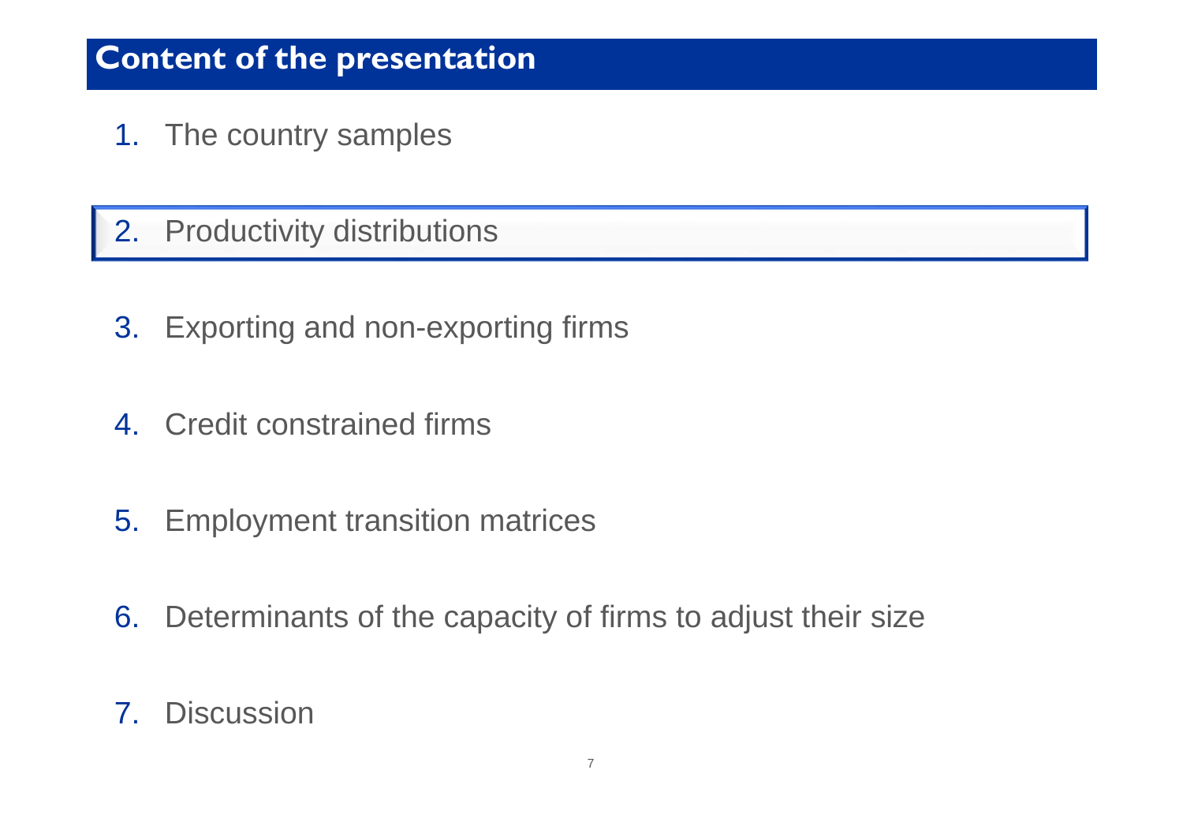# Content of the presentation

1. The country samples
2. Productivity distributions
3. Exporting and non-exporting firms
4. Credit constrained firms
5. Employment transition matrices
6. Determinants of the capacity of firms to adjust their size
7. Discussion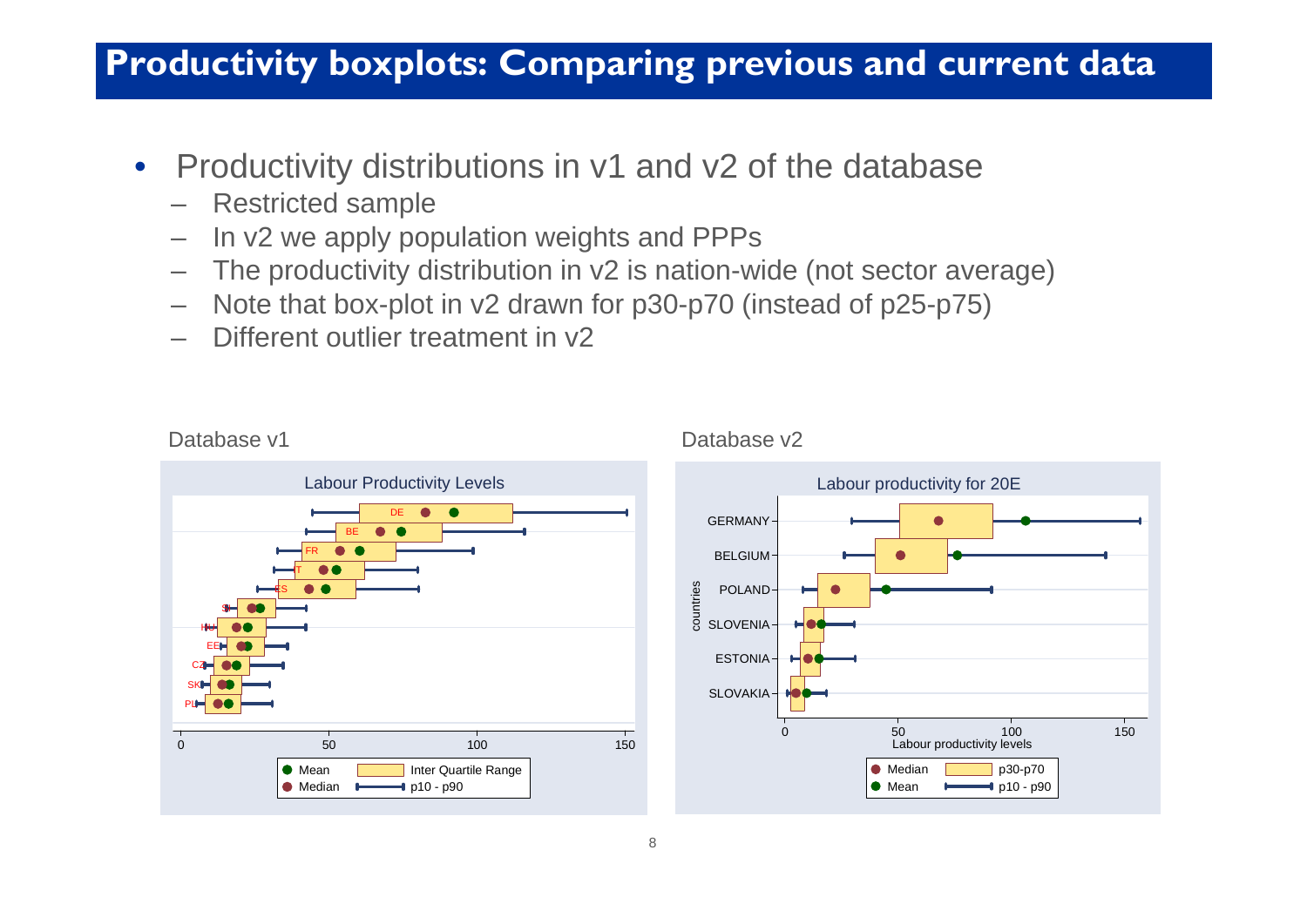# Productivity boxplots: Comparing previous and current data

- Productivity distributions in v1 and v2 of the database
  - Restricted sample
  - In v2 we apply population weights and PPPs
  - The productivity distribution in v2 is nation-wide (not sector average)
  - Note that box-plot in v2 drawn for p30-p70 (instead of p25-p75)
  - Different outlier treatment in v2

Database v1

Database v2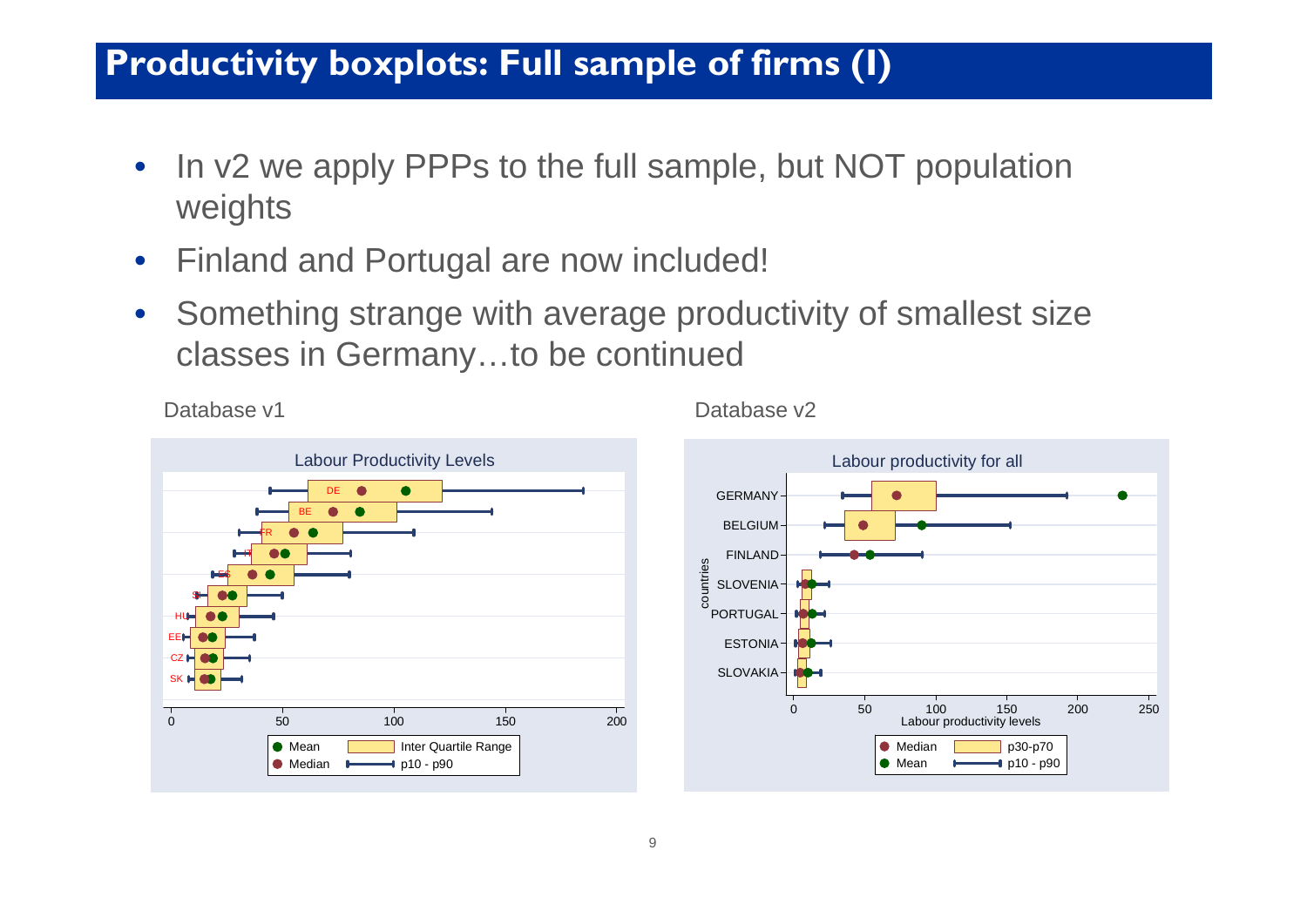# Productivity boxplots: Full sample of firms (I)

- In v2 we apply PPPs to the full sample, but NOT population weights
- Finland and Portugal are now included!
- Something strange with average productivity of smallest size classes in Germany…to be continued

Database v1

Database v2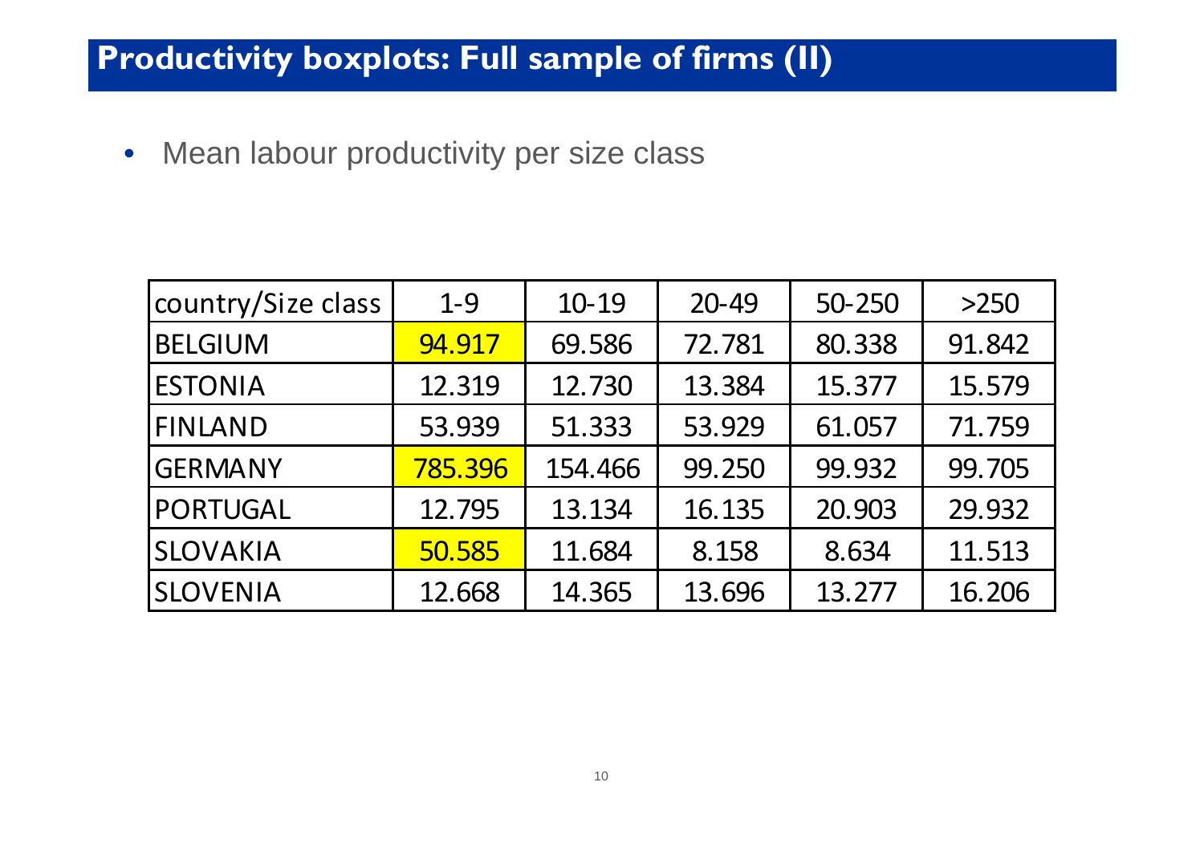# Productivity boxplots: Full sample of firms (II)

- Mean labour productivity per size class

| country/Size class | 1-9 | 10-19 | 20-49 | 50-250 | >250 |
|---|---|---|---|---|---|
| BELGIUM | 94.917 | 69.586 | 72.781 | 80.338 | 91.842 |
| ESTONIA | 12.319 | 12.730 | 13.384 | 15.377 | 15.579 |
| FINLAND | 53.939 | 51.333 | 53.929 | 61.057 | 71.759 |
| GERMANY | 785.396 | 154.466 | 99.250 | 99.932 | 99.705 |
| PORTUGAL | 12.795 | 13.134 | 16.135 | 20.903 | 29.932 |
| SLOVAKIA | 50.585 | 11.684 | 8.158 | 8.634 | 11.513 |
| SLOVENIA | 12.668 | 14.365 | 13.696 | 13.277 | 16.206 |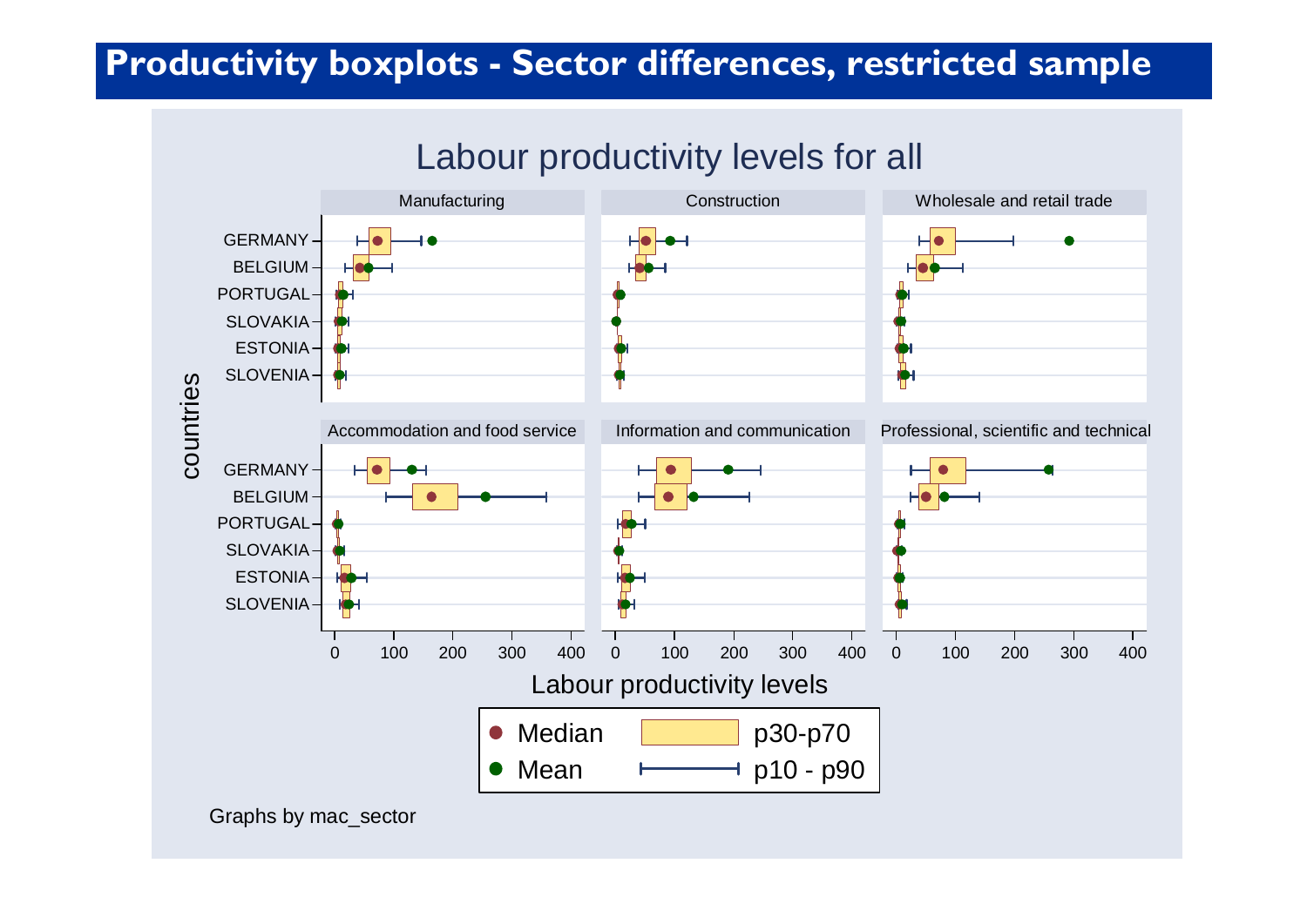# Productivity boxplots - Sector differences, restricted sample

Labour productivity levels for all

Manufacturing | Construction | Wholesale and retail trade

Accommodation and food service | Information and communication | Professional, scientific and technical

countries: GERMANY, BELGIUM, PORTUGAL, SLOVAKIA, ESTONIA, SLOVENIA

0 100 200 300 400

Labour productivity levels

Median | p30-p70

Mean | p10 - p90

Graphs by mac_sector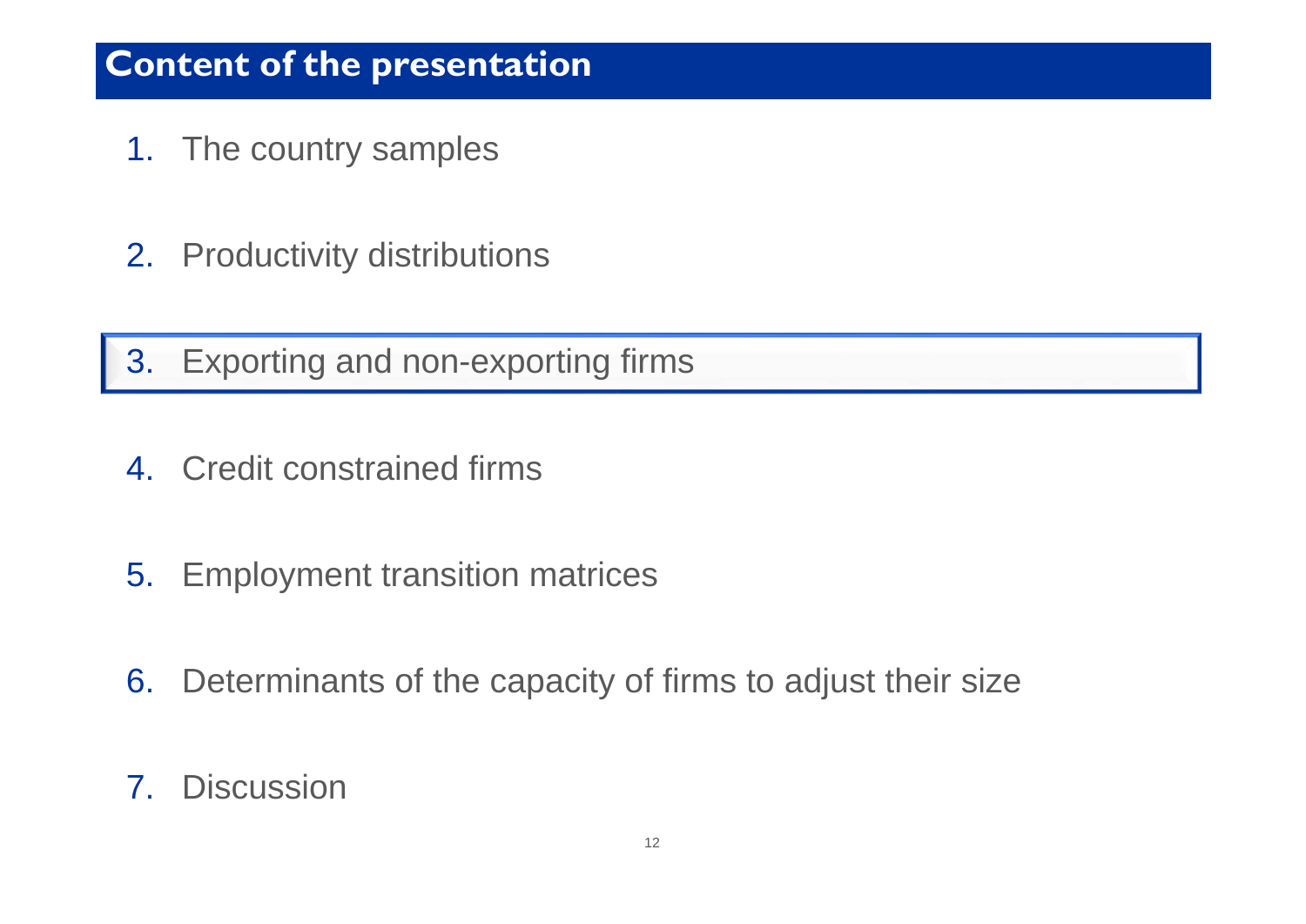# Content of the presentation

1. The country samples

2. Productivity distributions

3. Exporting and non-exporting firms

4. Credit constrained firms

5. Employment transition matrices

6. Determinants of the capacity of firms to adjust their size

7. Discussion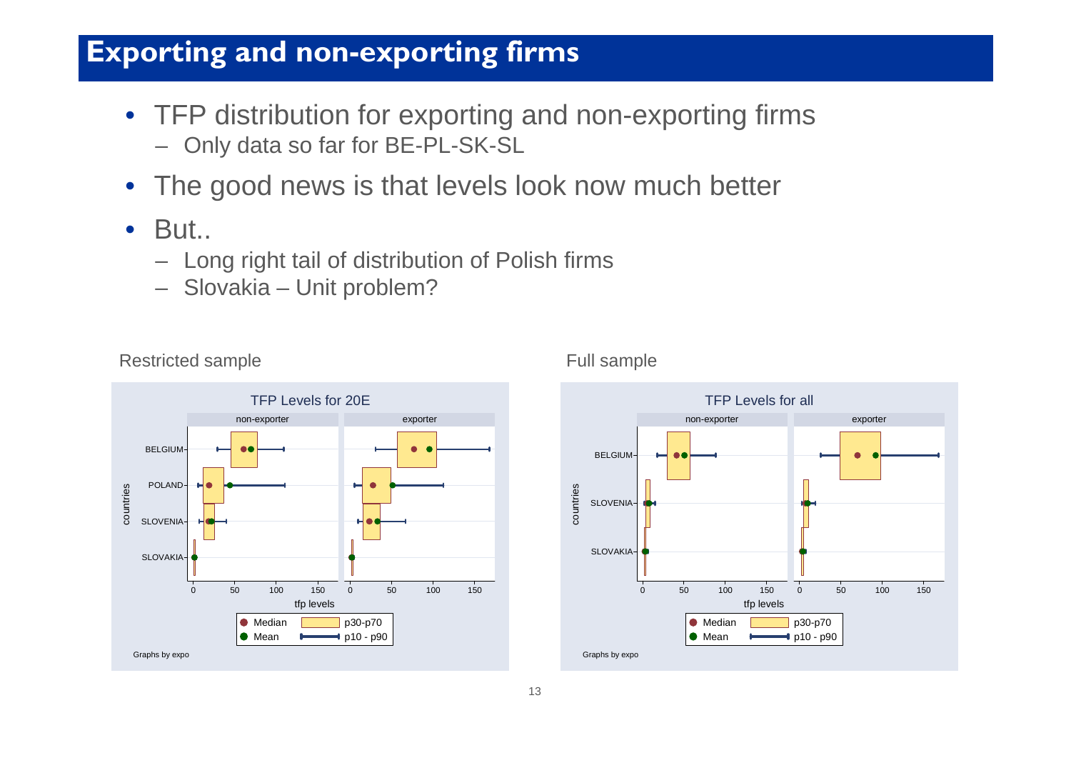# Exporting and non-exporting firms

- TFP distribution for exporting and non-exporting firms
  - Only data so far for BE-PL-SK-SL
- The good news is that levels look now much better
- But..
  - Long right tail of distribution of Polish firms
  - Slovakia – Unit problem?

Restricted sample

Full sample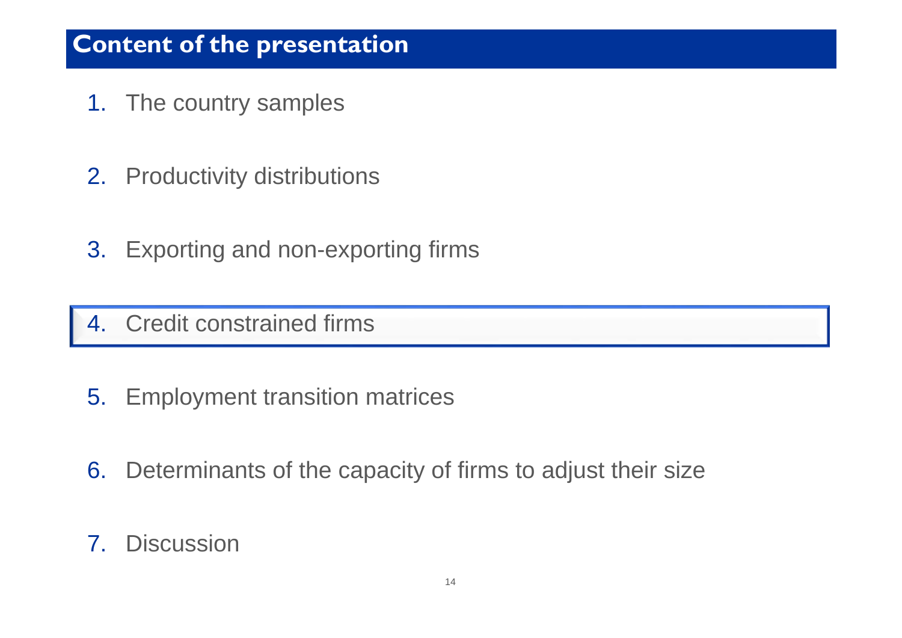# Content of the presentation

1. The country samples
2. Productivity distributions
3. Exporting and non-exporting firms
4. **Credit constrained firms**
5. Employment transition matrices
6. Determinants of the capacity of firms to adjust their size
7. Discussion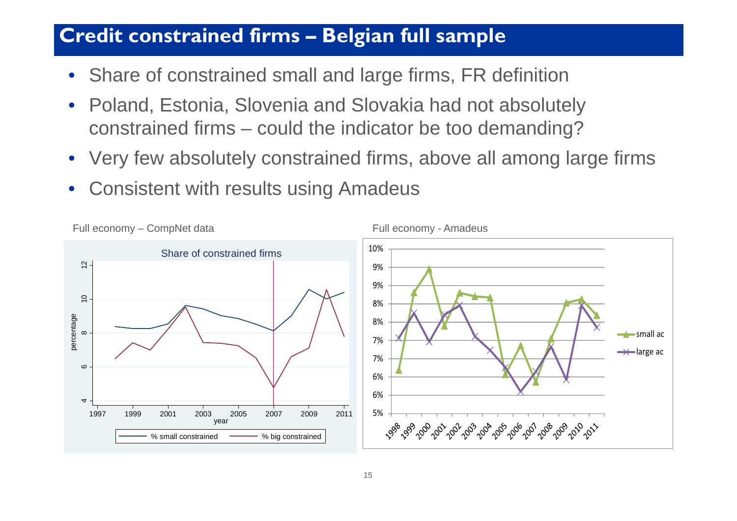# Credit constrained firms – Belgian full sample

- Share of constrained small and large firms, FR definition
- Poland, Estonia, Slovenia and Slovakia had not absolutely constrained firms – could the indicator be too demanding?
- Very few absolutely constrained firms, above all among large firms
- Consistent with results using Amadeus

Full economy – CompNet data

Full economy - Amadeus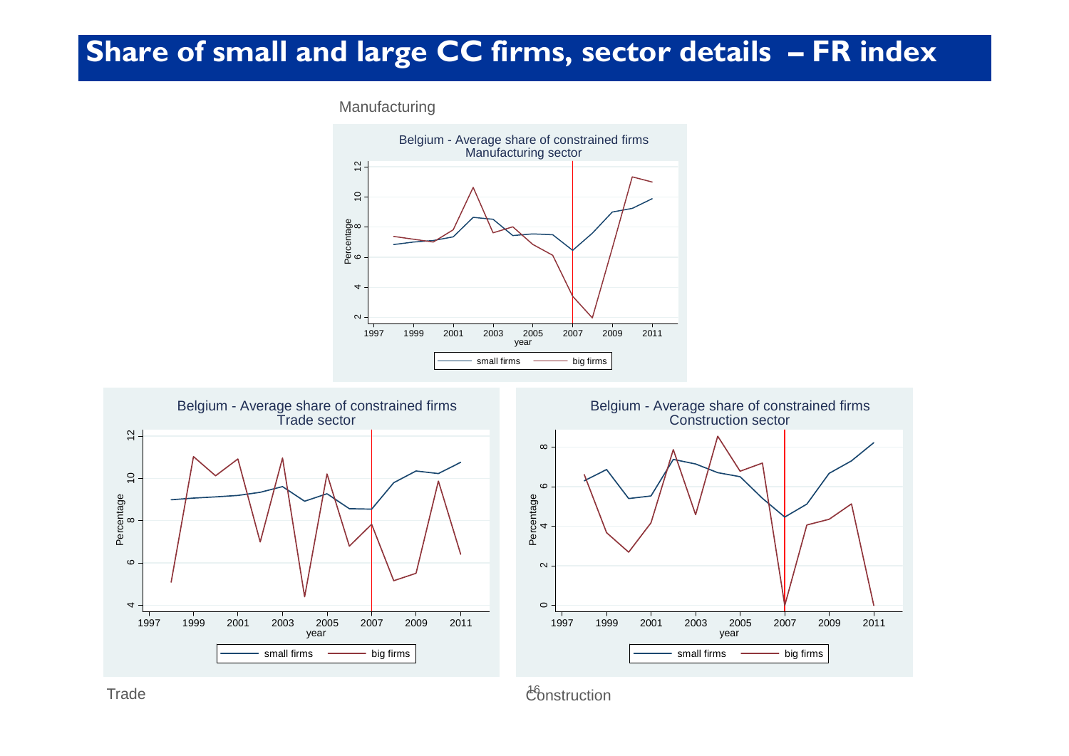# Share of small and large CC firms, sector details – FR index

Manufacturing

Belgium - Average share of constrained firms
Manufacturing sector

Trade

Belgium - Average share of constrained firms
Trade sector

Construction

Belgium - Average share of constrained firms
Construction sector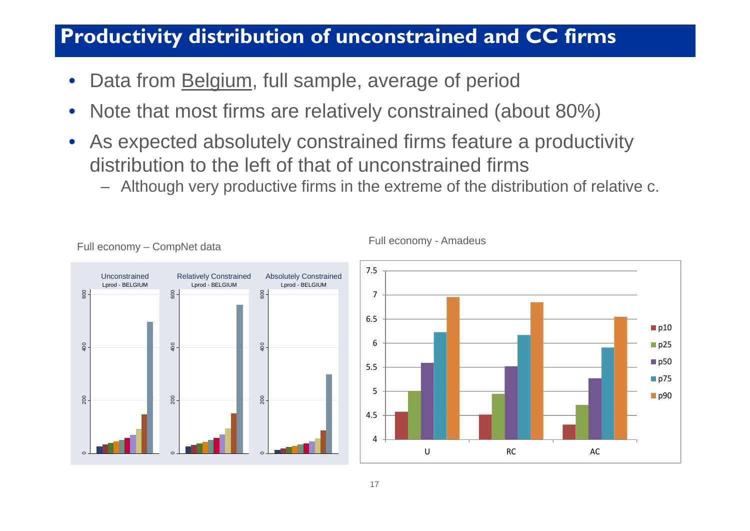# Productivity distribution of unconstrained and CC firms

- Data from Belgium, full sample, average of period
- Note that most firms are relatively constrained (about 80%)
- As expected absolutely constrained firms feature a productivity distribution to the left of that of unconstrained firms
  - Although very productive firms in the extreme of the distribution of relative c.

Full economy – CompNet data

Full economy - Amadeus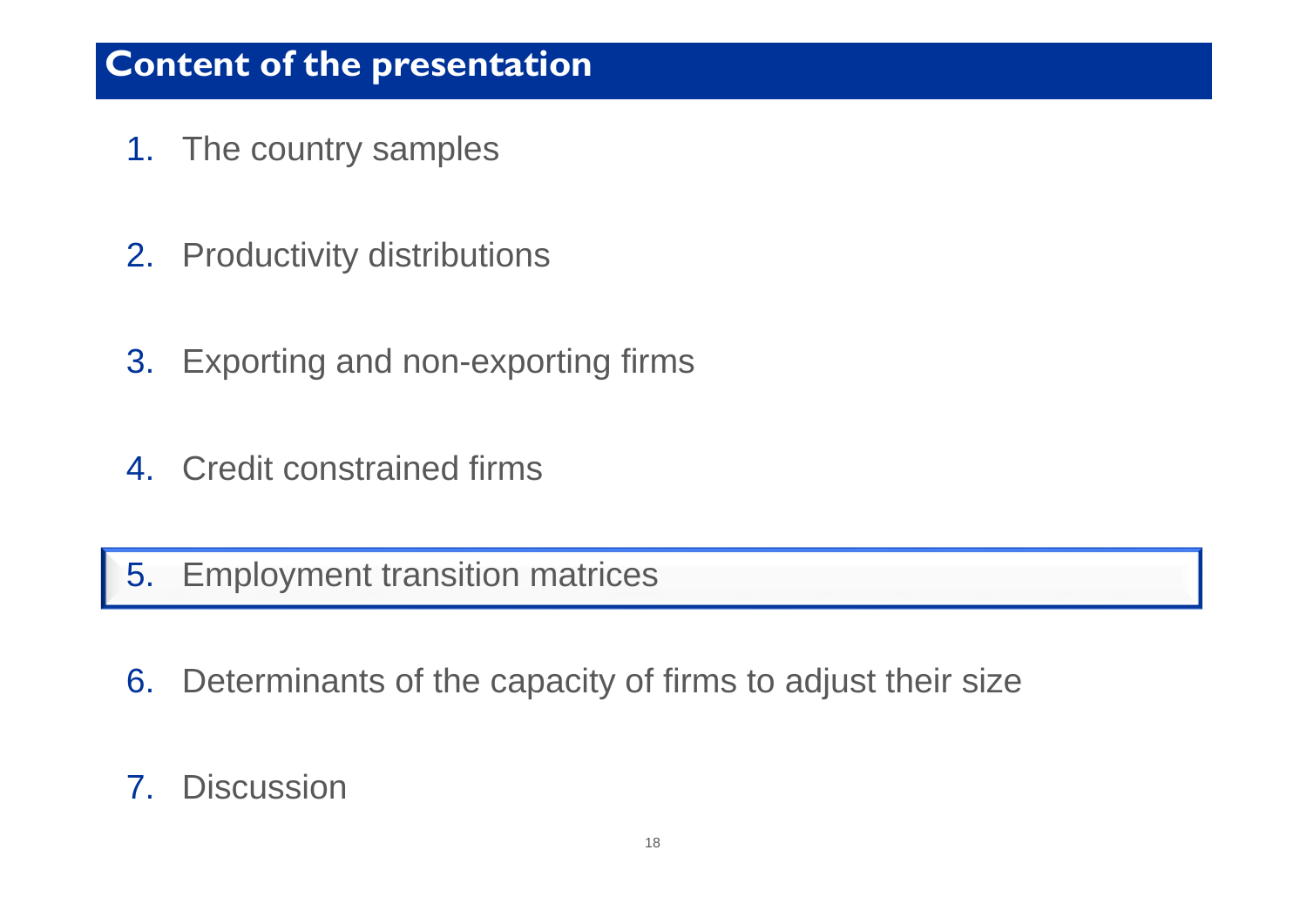## Content of the presentation

1. The country samples
2. Productivity distributions
3. Exporting and non-exporting firms
4. Credit constrained firms
5. Employment transition matrices
6. Determinants of the capacity of firms to adjust their size
7. Discussion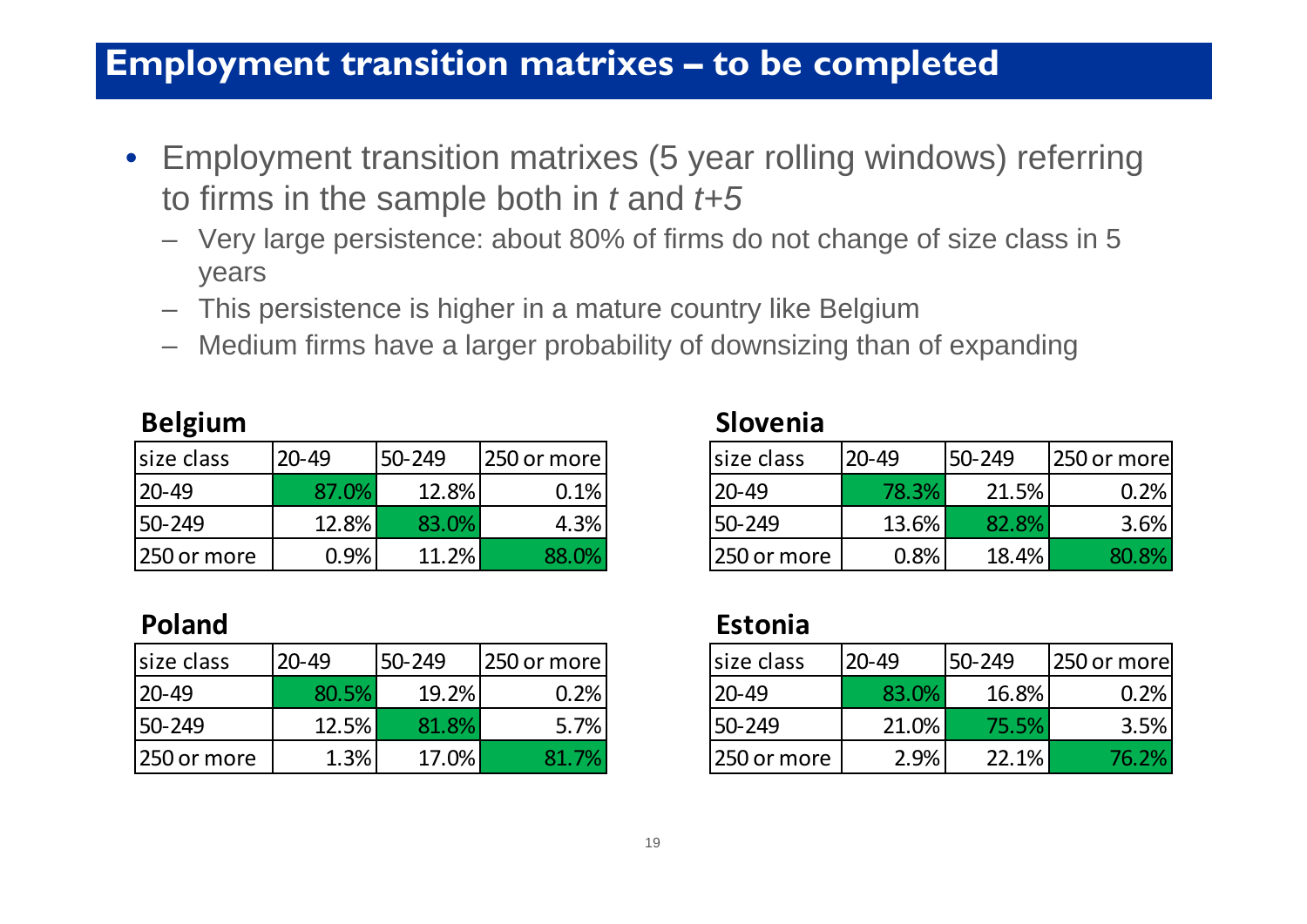# Employment transition matrixes – to be completed

- Employment transition matrixes (5 year rolling windows) referring to firms in the sample both in *t* and *t+5*
  - Very large persistence: about 80% of firms do not change of size class in 5 years
  - This persistence is higher in a mature country like Belgium
  - Medium firms have a larger probability of downsizing than of expanding

**Belgium**

| size class | 20-49 | 50-249 | 250 or more |
|---|---|---|---|
| 20-49 | 87.0% | 12.8% | 0.1% |
| 50-249 | 12.8% | 83.0% | 4.3% |
| 250 or more | 0.9% | 11.2% | 88.0% |

**Slovenia**

| size class | 20-49 | 50-249 | 250 or more |
|---|---|---|---|
| 20-49 | 78.3% | 21.5% | 0.2% |
| 50-249 | 13.6% | 82.8% | 3.6% |
| 250 or more | 0.8% | 18.4% | 80.8% |

**Poland**

| size class | 20-49 | 50-249 | 250 or more |
|---|---|---|---|
| 20-49 | 80.5% | 19.2% | 0.2% |
| 50-249 | 12.5% | 81.8% | 5.7% |
| 250 or more | 1.3% | 17.0% | 81.7% |

**Estonia**

| size class | 20-49 | 50-249 | 250 or more |
|---|---|---|---|
| 20-49 | 83.0% | 16.8% | 0.2% |
| 50-249 | 21.0% | 75.5% | 3.5% |
| 250 or more | 2.9% | 22.1% | 76.2% |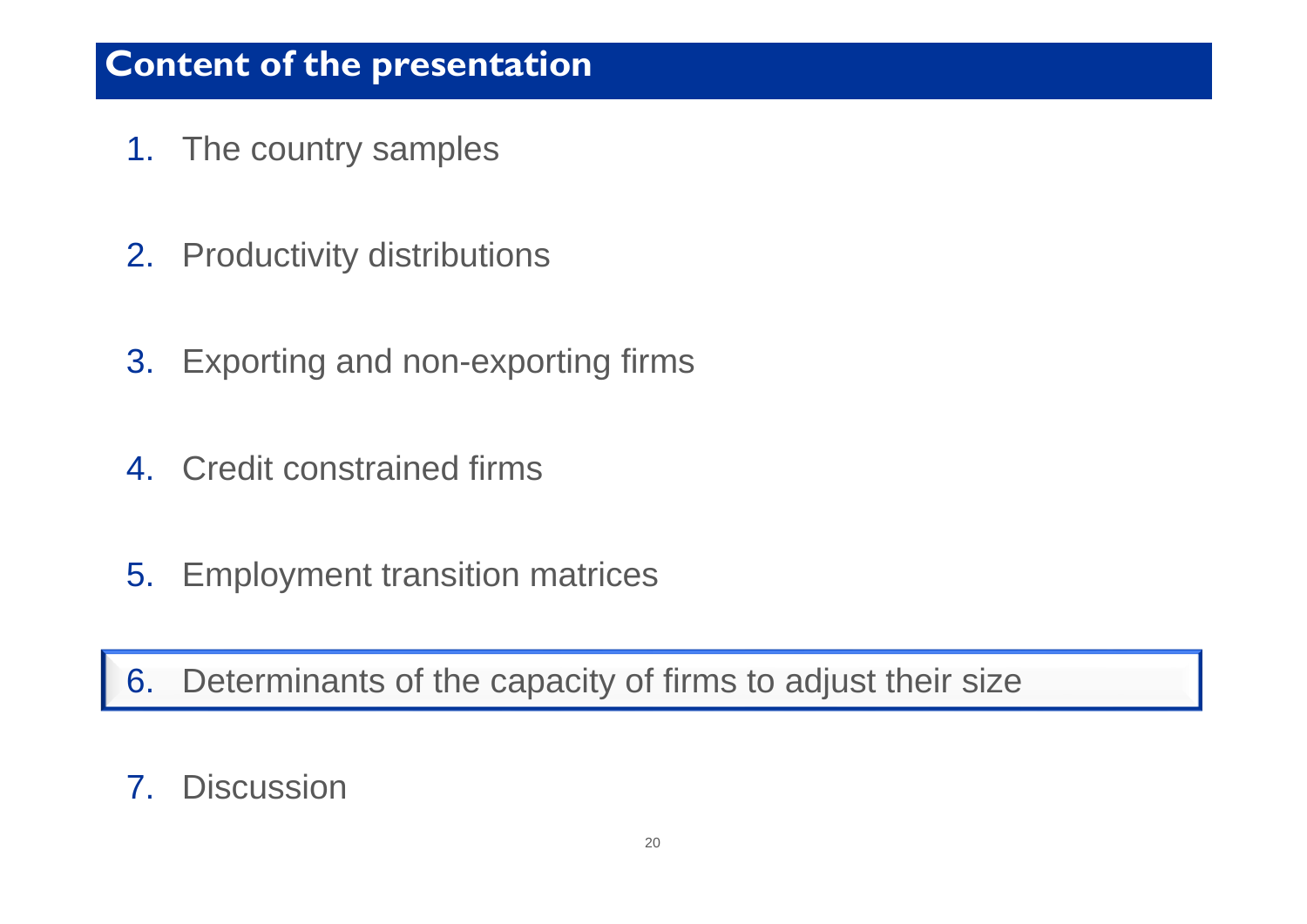# Content of the presentation

1. The country samples

2. Productivity distributions

3. Exporting and non-exporting firms

4. Credit constrained firms

5. Employment transition matrices

6. Determinants of the capacity of firms to adjust their size

7. Discussion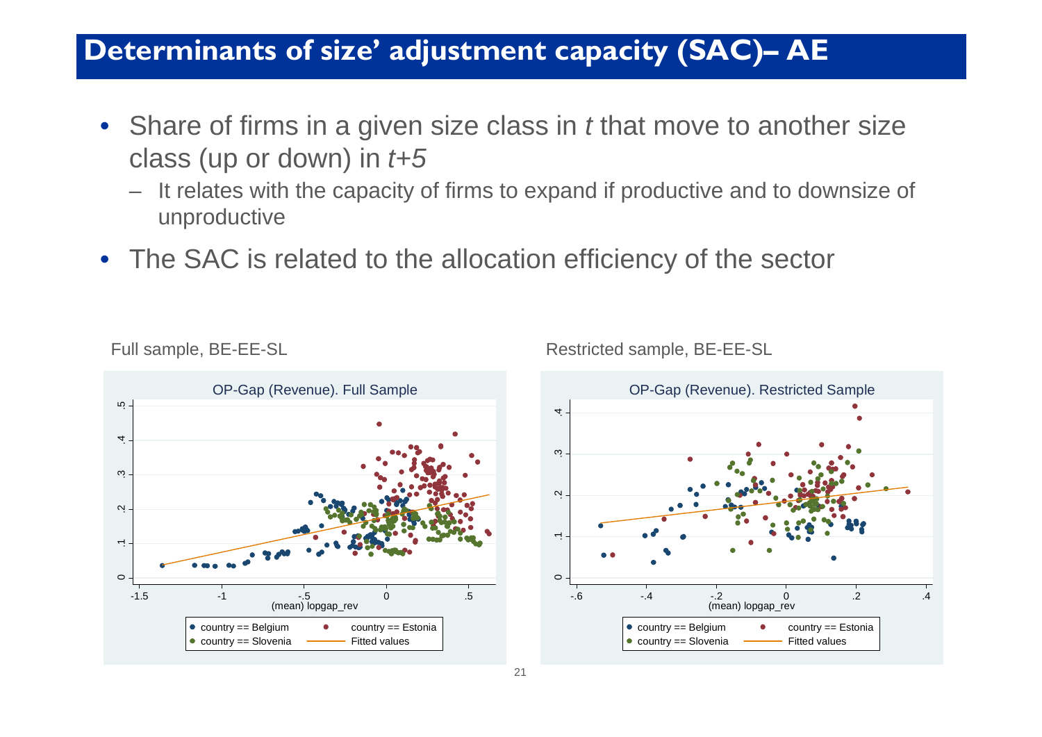# Determinants of size' adjustment capacity (SAC)– AE

- Share of firms in a given size class in *t* that move to another size class (up or down) in *t+5*
  - It relates with the capacity of firms to expand if productive and to downsize of unproductive
- The SAC is related to the allocation efficiency of the sector

Full sample, BE-EE-SL

Restricted sample, BE-EE-SL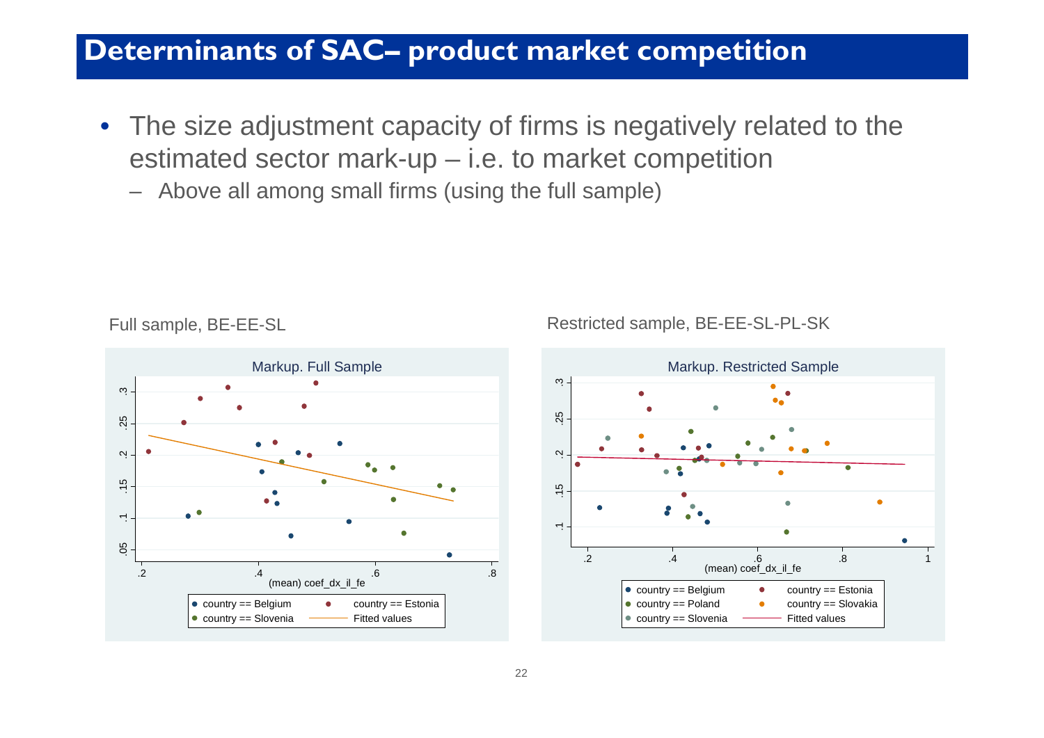# Determinants of SAC– product market competition

- The size adjustment capacity of firms is negatively related to the estimated sector mark-up – i.e. to market competition
  - Above all among small firms (using the full sample)

Full sample, BE-EE-SL

Restricted sample, BE-EE-SL-PL-SK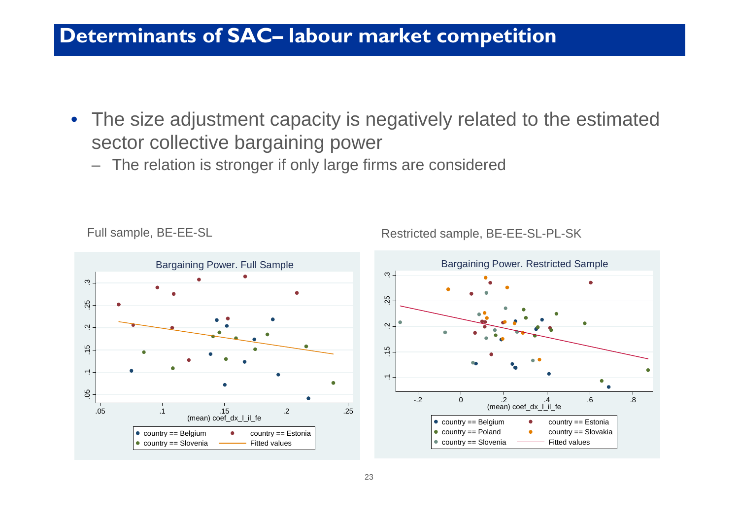# Determinants of SAC– labour market competition

- The size adjustment capacity is negatively related to the estimated sector collective bargaining power
  - The relation is stronger if only large firms are considered

Full sample, BE-EE-SL

Restricted sample, BE-EE-SL-PL-SK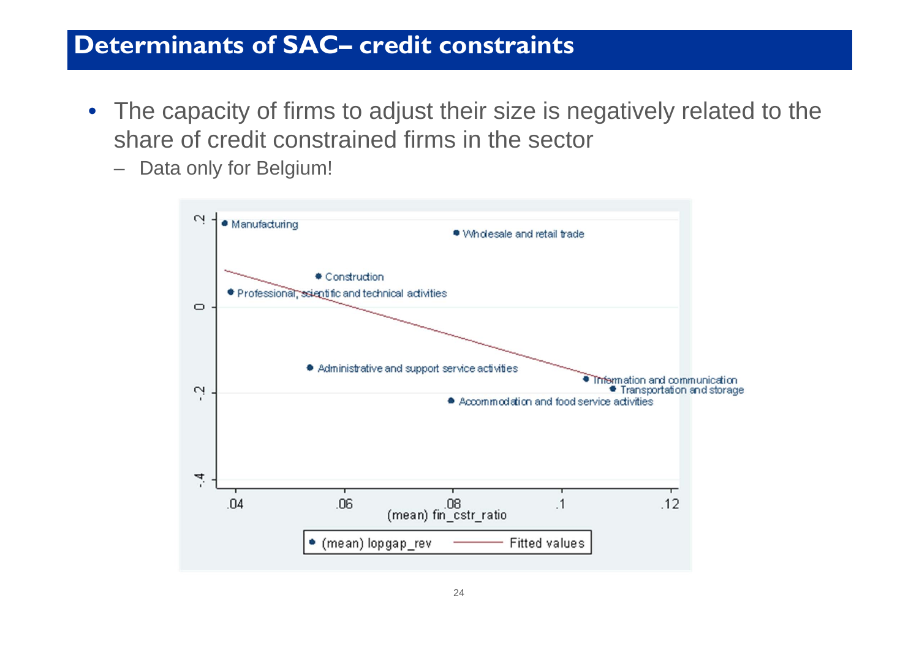# Determinants of SAC– credit constraints

- The capacity of firms to adjust their size is negatively related to the share of credit constrained firms in the sector
  - Data only for Belgium!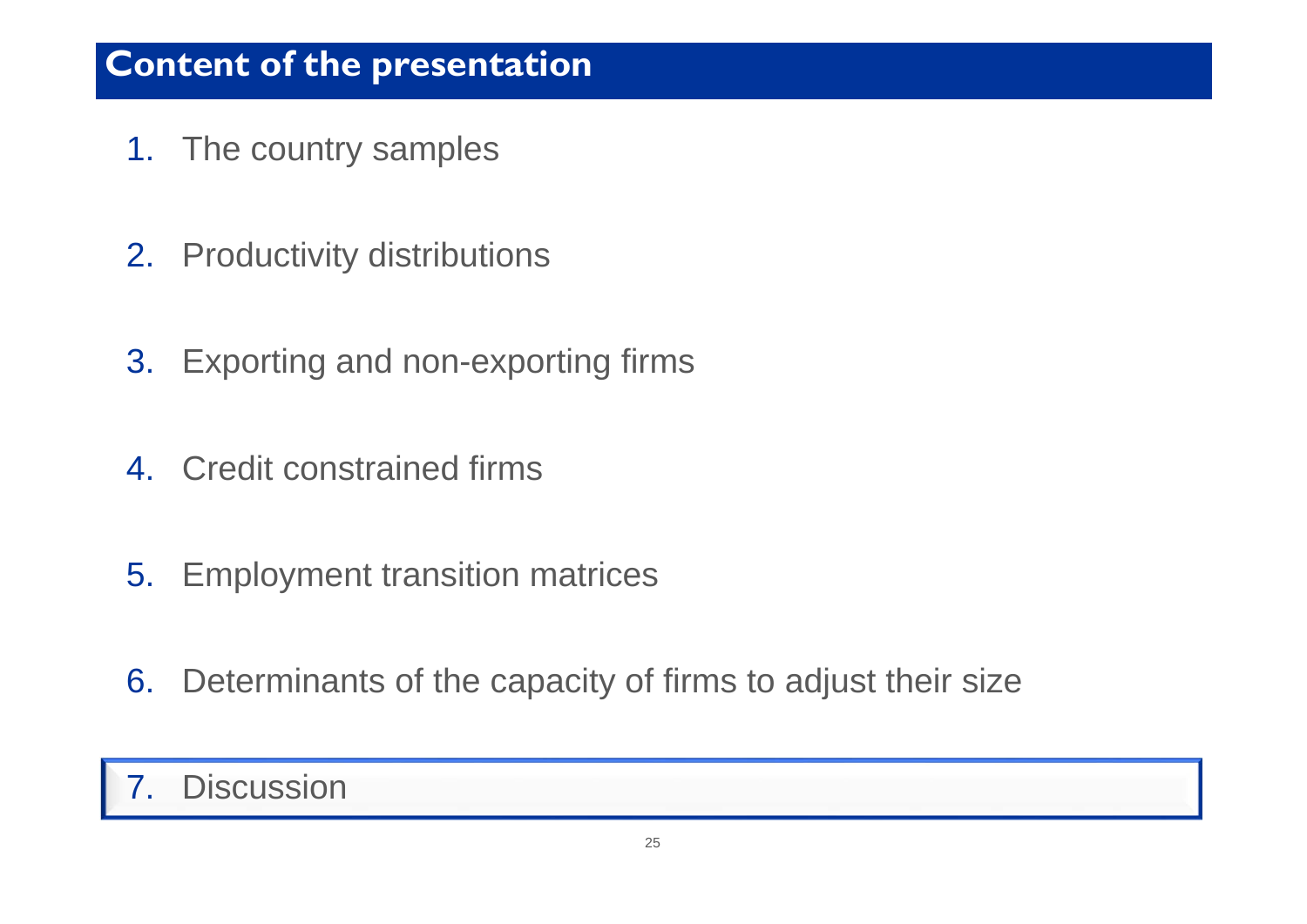# Content of the presentation

1. The country samples
2. Productivity distributions
3. Exporting and non-exporting firms
4. Credit constrained firms
5. Employment transition matrices
6. Determinants of the capacity of firms to adjust their size
7. Discussion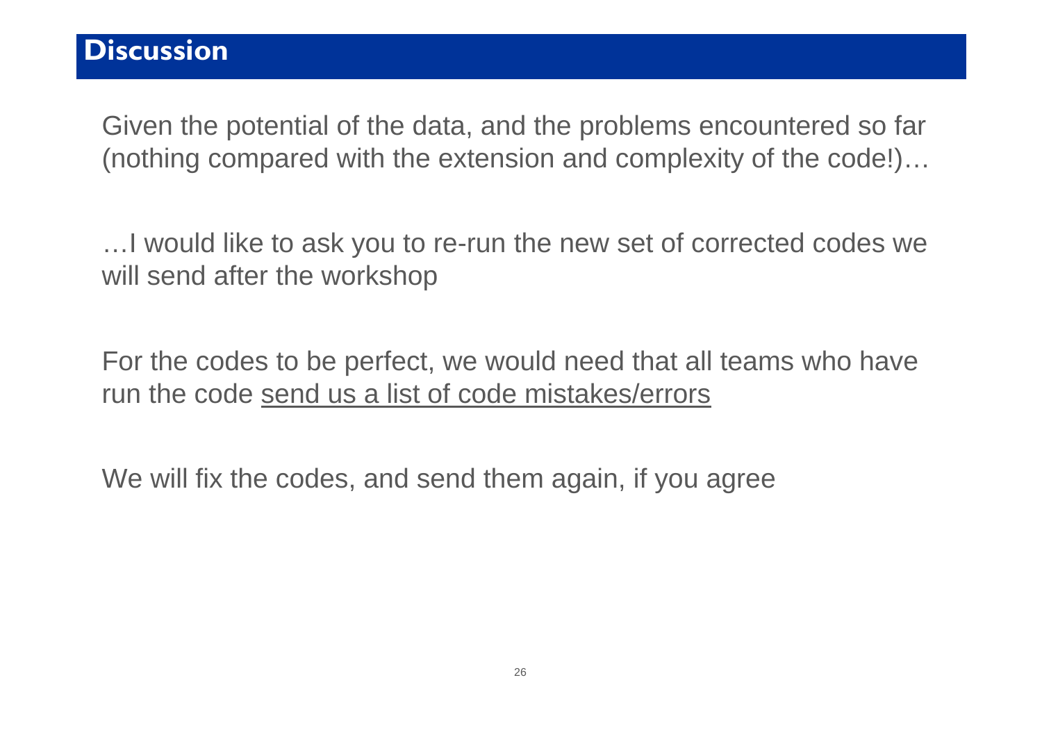# Discussion

Given the potential of the data, and the problems encountered so far (nothing compared with the extension and complexity of the code!)…

…I would like to ask you to re-run the new set of corrected codes we will send after the workshop

For the codes to be perfect, we would need that all teams who have run the code <u>send us a list of code mistakes/errors</u>

We will fix the codes, and send them again, if you agree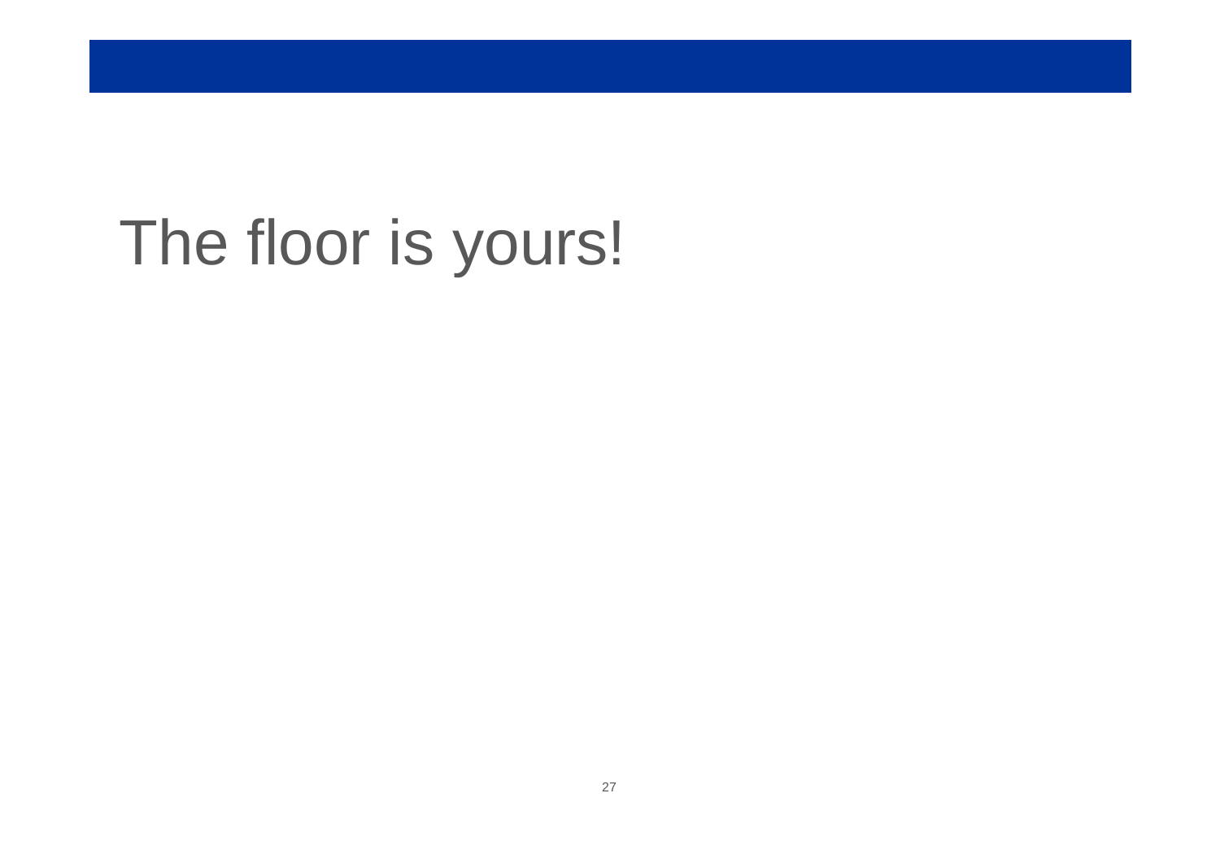# The floor is yours!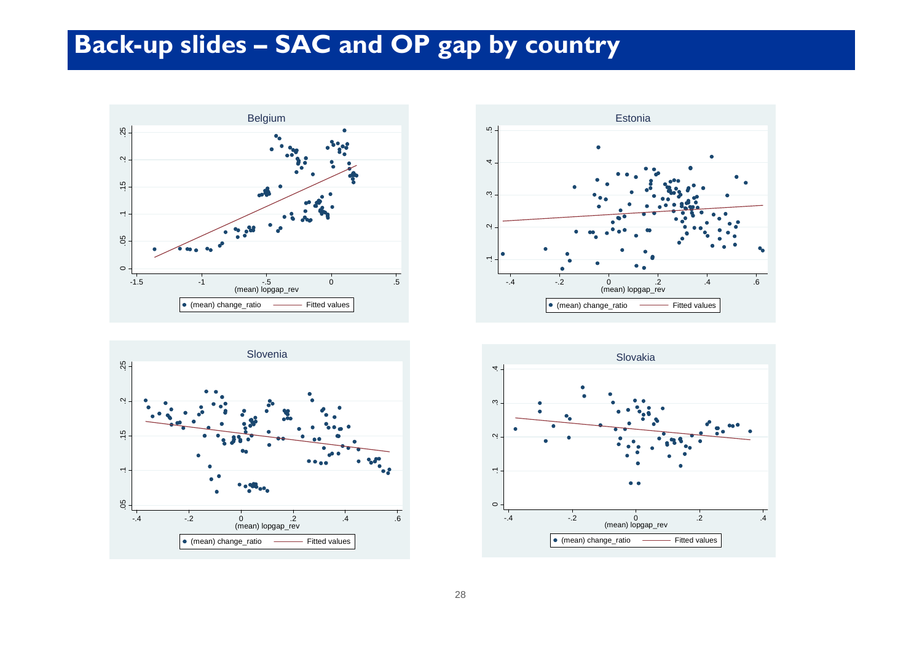# Back-up slides – SAC and OP gap by country

Belgium

Estonia

Slovenia

Slovakia

(mean) lopgap_rev

• (mean) change_ratio —— Fitted values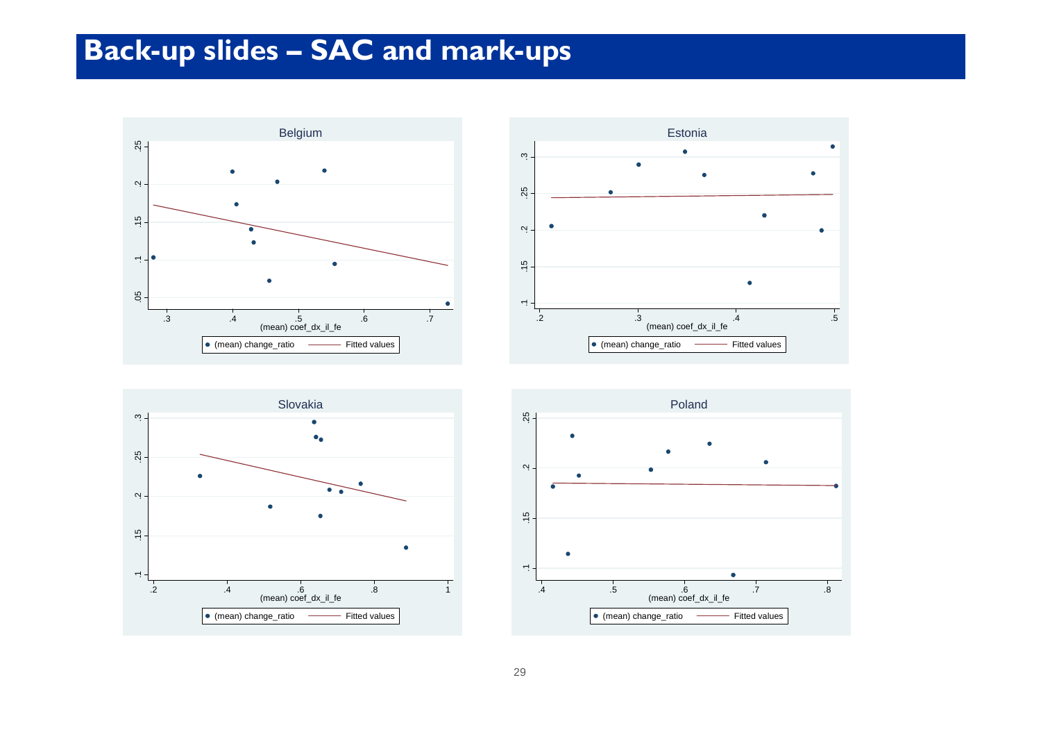# Back-up slides – SAC and mark-ups

Belgium

Estonia

Slovakia

Poland

(mean) coef_dx_il_fe

• (mean) change_ratio —— Fitted values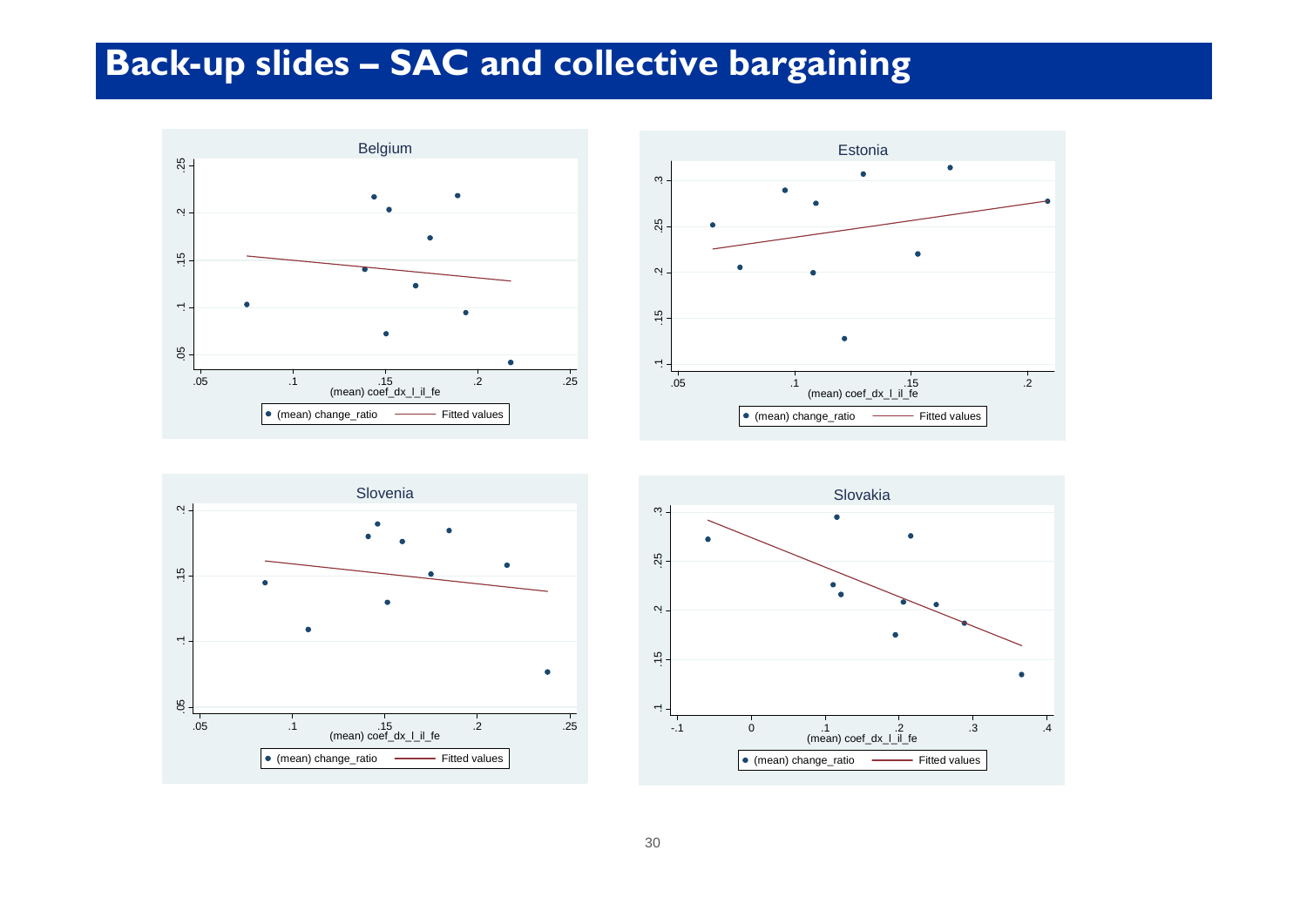# Back-up slides – SAC and collective bargaining

Belgium

.25
.2
.15
.1
.05

.05 .1 .15 .2 .25

(mean) coef_dx_l_il_fe

• (mean) change_ratio ——— Fitted values

Estonia

.3
.25
.2
.15
.1

.05 .1 .15 .2

(mean) coef_dx_l_il_fe

• (mean) change_ratio ——— Fitted values

Slovenia

.2
.15
.1
.05

.05 .1 .15 .2 .25

(mean) coef_dx_l_il_fe

• (mean) change_ratio ——— Fitted values

Slovakia

.3
.25
.2
.15
.1

-.1 0 .1 .2 .3 .4

(mean) coef_dx_l_il_fe

• (mean) change_ratio ——— Fitted values